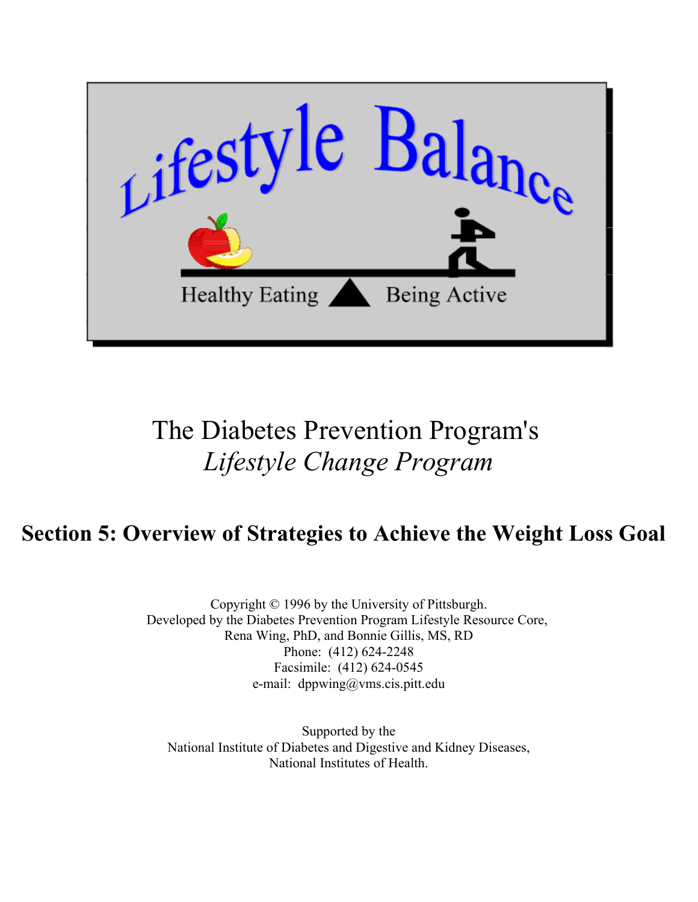Lifestyle Balance

Healthy Eating | Being Active

# The Diabetes Prevention Program's
*Lifestyle Change Program*

## Section 5: Overview of Strategies to Achieve the Weight Loss Goal

Copyright © 1996 by the University of Pittsburgh.
Developed by the Diabetes Prevention Program Lifestyle Resource Core,
Rena Wing, PhD, and Bonnie Gillis, MS, RD
Phone: (412) 624-2248
Facsimile: (412) 624-0545
e-mail: dppwing@vms.cis.pitt.edu

Supported by the
National Institute of Diabetes and Digestive and Kidney Diseases,
National Institutes of Health.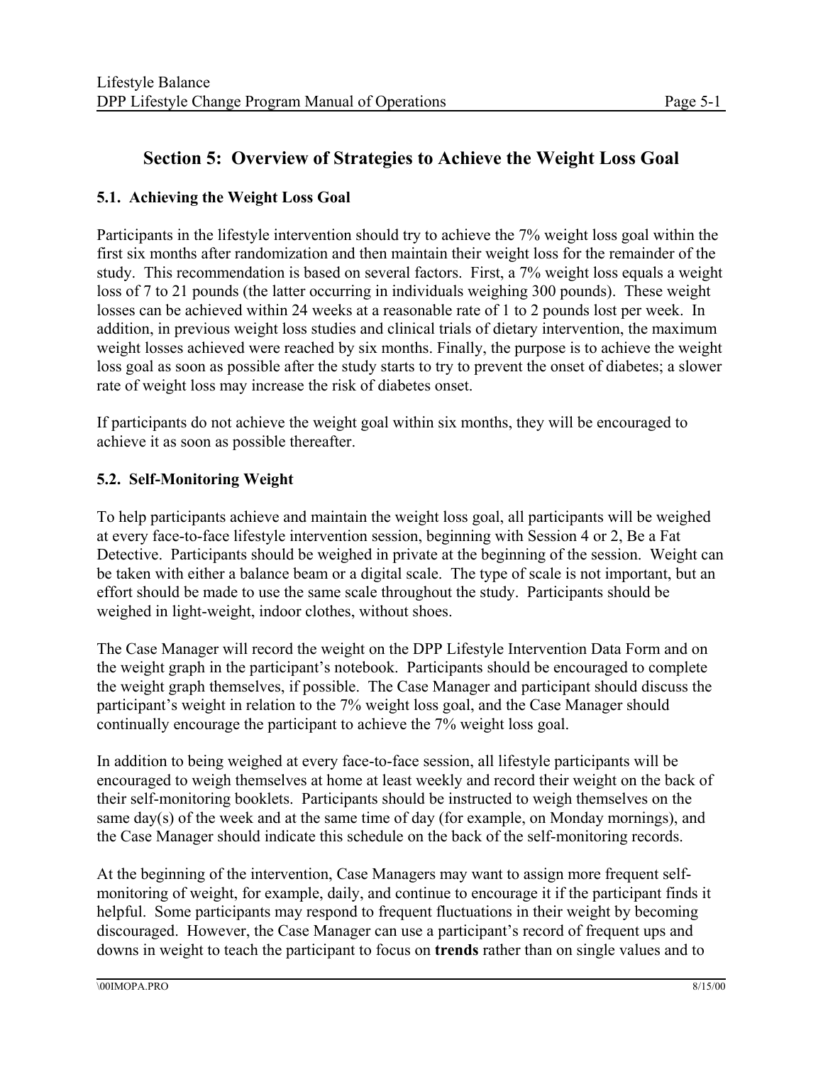# Section 5: Overview of Strategies to Achieve the Weight Loss Goal

## 5.1. Achieving the Weight Loss Goal

Participants in the lifestyle intervention should try to achieve the 7% weight loss goal within the first six months after randomization and then maintain their weight loss for the remainder of the study. This recommendation is based on several factors. First, a 7% weight loss equals a weight loss of 7 to 21 pounds (the latter occurring in individuals weighing 300 pounds). These weight losses can be achieved within 24 weeks at a reasonable rate of 1 to 2 pounds lost per week. In addition, in previous weight loss studies and clinical trials of dietary intervention, the maximum weight losses achieved were reached by six months. Finally, the purpose is to achieve the weight loss goal as soon as possible after the study starts to try to prevent the onset of diabetes; a slower rate of weight loss may increase the risk of diabetes onset.

If participants do not achieve the weight goal within six months, they will be encouraged to achieve it as soon as possible thereafter.

## 5.2. Self-Monitoring Weight

To help participants achieve and maintain the weight loss goal, all participants will be weighed at every face-to-face lifestyle intervention session, beginning with Session 4 or 2, Be a Fat Detective. Participants should be weighed in private at the beginning of the session. Weight can be taken with either a balance beam or a digital scale. The type of scale is not important, but an effort should be made to use the same scale throughout the study. Participants should be weighed in light-weight, indoor clothes, without shoes.

The Case Manager will record the weight on the DPP Lifestyle Intervention Data Form and on the weight graph in the participant's notebook. Participants should be encouraged to complete the weight graph themselves, if possible. The Case Manager and participant should discuss the participant's weight in relation to the 7% weight loss goal, and the Case Manager should continually encourage the participant to achieve the 7% weight loss goal.

In addition to being weighed at every face-to-face session, all lifestyle participants will be encouraged to weigh themselves at home at least weekly and record their weight on the back of their self-monitoring booklets. Participants should be instructed to weigh themselves on the same day(s) of the week and at the same time of day (for example, on Monday mornings), and the Case Manager should indicate this schedule on the back of the self-monitoring records.

At the beginning of the intervention, Case Managers may want to assign more frequent self-monitoring of weight, for example, daily, and continue to encourage it if the participant finds it helpful. Some participants may respond to frequent fluctuations in their weight by becoming discouraged. However, the Case Manager can use a participant's record of frequent ups and downs in weight to teach the participant to focus on **trends** rather than on single values and to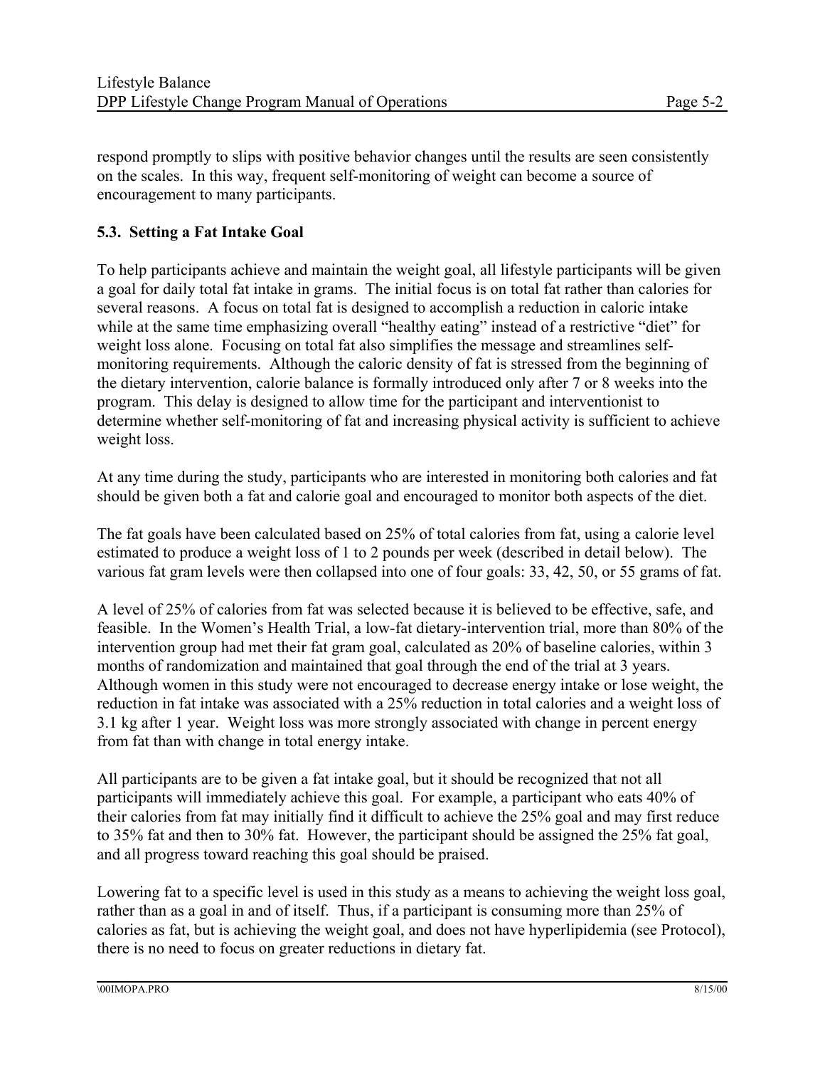respond promptly to slips with positive behavior changes until the results are seen consistently on the scales. In this way, frequent self-monitoring of weight can become a source of encouragement to many participants.

### 5.3. Setting a Fat Intake Goal

To help participants achieve and maintain the weight goal, all lifestyle participants will be given a goal for daily total fat intake in grams. The initial focus is on total fat rather than calories for several reasons. A focus on total fat is designed to accomplish a reduction in caloric intake while at the same time emphasizing overall "healthy eating" instead of a restrictive "diet" for weight loss alone. Focusing on total fat also simplifies the message and streamlines self-monitoring requirements. Although the caloric density of fat is stressed from the beginning of the dietary intervention, calorie balance is formally introduced only after 7 or 8 weeks into the program. This delay is designed to allow time for the participant and interventionist to determine whether self-monitoring of fat and increasing physical activity is sufficient to achieve weight loss.

At any time during the study, participants who are interested in monitoring both calories and fat should be given both a fat and calorie goal and encouraged to monitor both aspects of the diet.

The fat goals have been calculated based on 25% of total calories from fat, using a calorie level estimated to produce a weight loss of 1 to 2 pounds per week (described in detail below). The various fat gram levels were then collapsed into one of four goals: 33, 42, 50, or 55 grams of fat.

A level of 25% of calories from fat was selected because it is believed to be effective, safe, and feasible. In the Women's Health Trial, a low-fat dietary-intervention trial, more than 80% of the intervention group had met their fat gram goal, calculated as 20% of baseline calories, within 3 months of randomization and maintained that goal through the end of the trial at 3 years. Although women in this study were not encouraged to decrease energy intake or lose weight, the reduction in fat intake was associated with a 25% reduction in total calories and a weight loss of 3.1 kg after 1 year. Weight loss was more strongly associated with change in percent energy from fat than with change in total energy intake.

All participants are to be given a fat intake goal, but it should be recognized that not all participants will immediately achieve this goal. For example, a participant who eats 40% of their calories from fat may initially find it difficult to achieve the 25% goal and may first reduce to 35% fat and then to 30% fat. However, the participant should be assigned the 25% fat goal, and all progress toward reaching this goal should be praised.

Lowering fat to a specific level is used in this study as a means to achieving the weight loss goal, rather than as a goal in and of itself. Thus, if a participant is consuming more than 25% of calories as fat, but is achieving the weight goal, and does not have hyperlipidemia (see Protocol), there is no need to focus on greater reductions in dietary fat.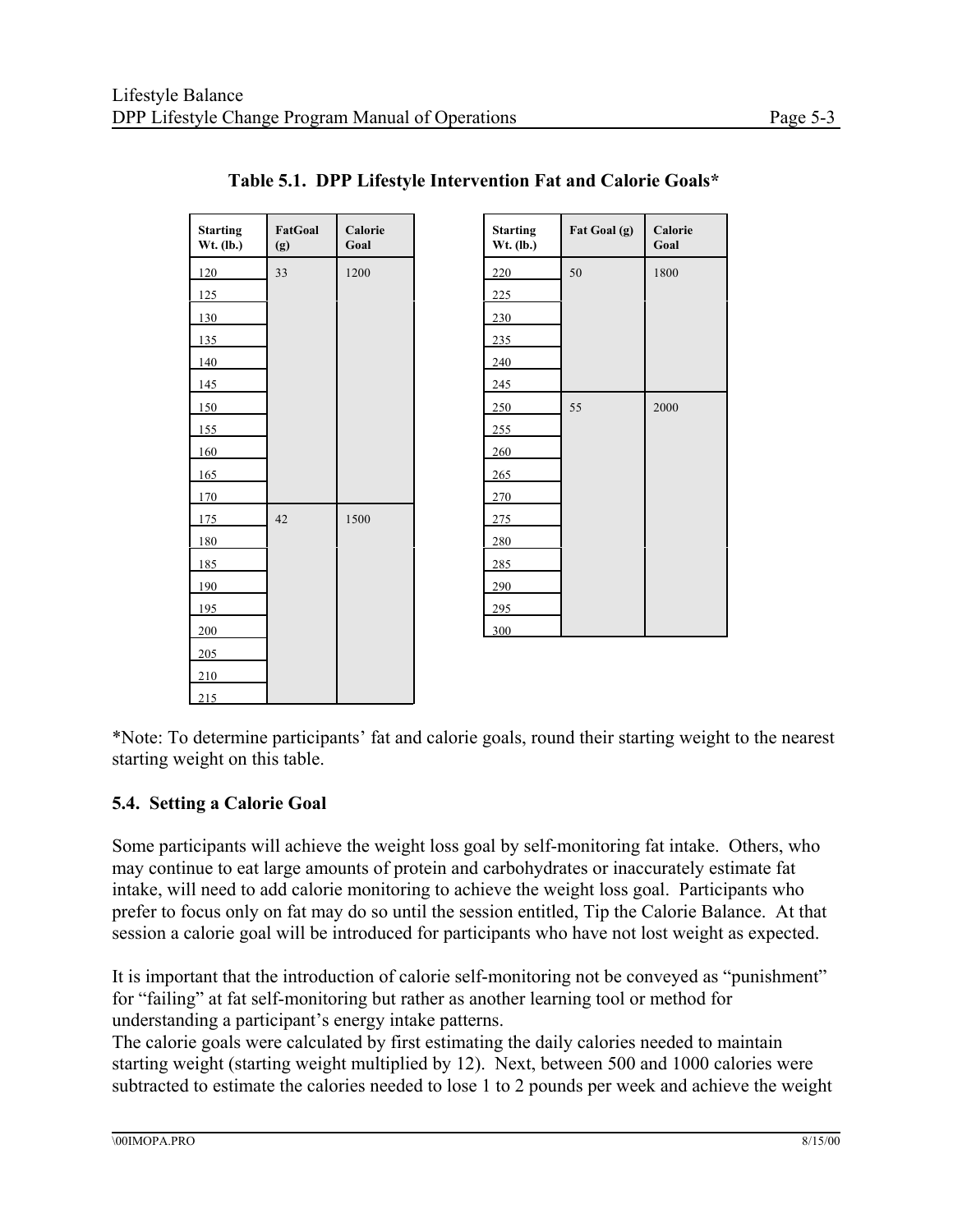**Table 5.1. DPP Lifestyle Intervention Fat and Calorie Goals***

| Starting Wt. (lb.) | FatGoal (g) | Calorie Goal |
|---|---|---|
| 120 | 33 | 1200 |
| 125 | | |
| 130 | | |
| 135 | | |
| 140 | | |
| 145 | | |
| 150 | | |
| 155 | | |
| 160 | | |
| 165 | | |
| 170 | | |
| 175 | 42 | 1500 |
| 180 | | |
| 185 | | |
| 190 | | |
| 195 | | |
| 200 | | |
| 205 | | |
| 210 | | |
| 215 | | |

| Starting Wt. (lb.) | Fat Goal (g) | Calorie Goal |
|---|---|---|
| 220 | 50 | 1800 |
| 225 | | |
| 230 | | |
| 235 | | |
| 240 | | |
| 245 | | |
| 250 | 55 | 2000 |
| 255 | | |
| 260 | | |
| 265 | | |
| 270 | | |
| 275 | | |
| 280 | | |
| 285 | | |
| 290 | | |
| 295 | | |
| 300 | | |

*Note: To determine participants' fat and calorie goals, round their starting weight to the nearest starting weight on this table.

### 5.4. Setting a Calorie Goal

Some participants will achieve the weight loss goal by self-monitoring fat intake. Others, who may continue to eat large amounts of protein and carbohydrates or inaccurately estimate fat intake, will need to add calorie monitoring to achieve the weight loss goal. Participants who prefer to focus only on fat may do so until the session entitled, Tip the Calorie Balance. At that session a calorie goal will be introduced for participants who have not lost weight as expected.

It is important that the introduction of calorie self-monitoring not be conveyed as "punishment" for "failing" at fat self-monitoring but rather as another learning tool or method for understanding a participant's energy intake patterns.

The calorie goals were calculated by first estimating the daily calories needed to maintain starting weight (starting weight multiplied by 12). Next, between 500 and 1000 calories were subtracted to estimate the calories needed to lose 1 to 2 pounds per week and achieve the weight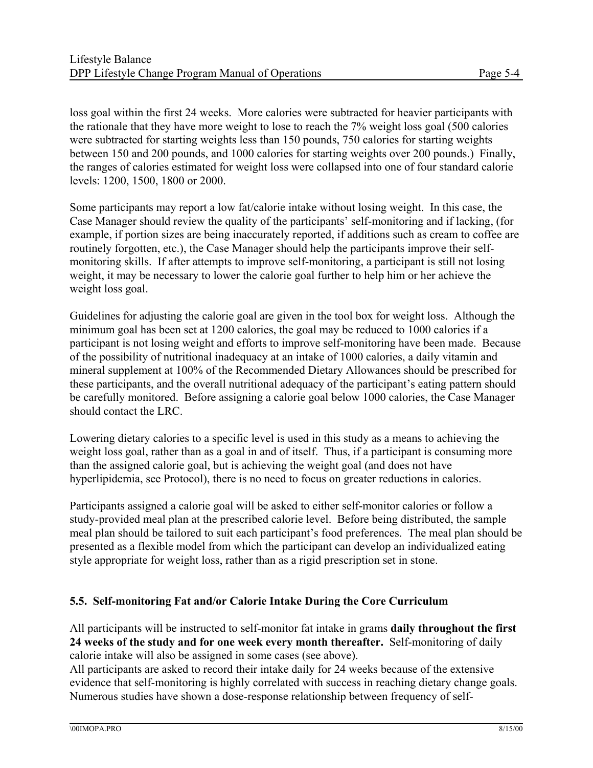loss goal within the first 24 weeks. More calories were subtracted for heavier participants with the rationale that they have more weight to lose to reach the 7% weight loss goal (500 calories were subtracted for starting weights less than 150 pounds, 750 calories for starting weights between 150 and 200 pounds, and 1000 calories for starting weights over 200 pounds.) Finally, the ranges of calories estimated for weight loss were collapsed into one of four standard calorie levels: 1200, 1500, 1800 or 2000.

Some participants may report a low fat/calorie intake without losing weight. In this case, the Case Manager should review the quality of the participants' self-monitoring and if lacking, (for example, if portion sizes are being inaccurately reported, if additions such as cream to coffee are routinely forgotten, etc.), the Case Manager should help the participants improve their self-monitoring skills. If after attempts to improve self-monitoring, a participant is still not losing weight, it may be necessary to lower the calorie goal further to help him or her achieve the weight loss goal.

Guidelines for adjusting the calorie goal are given in the tool box for weight loss. Although the minimum goal has been set at 1200 calories, the goal may be reduced to 1000 calories if a participant is not losing weight and efforts to improve self-monitoring have been made. Because of the possibility of nutritional inadequacy at an intake of 1000 calories, a daily vitamin and mineral supplement at 100% of the Recommended Dietary Allowances should be prescribed for these participants, and the overall nutritional adequacy of the participant's eating pattern should be carefully monitored. Before assigning a calorie goal below 1000 calories, the Case Manager should contact the LRC.

Lowering dietary calories to a specific level is used in this study as a means to achieving the weight loss goal, rather than as a goal in and of itself. Thus, if a participant is consuming more than the assigned calorie goal, but is achieving the weight goal (and does not have hyperlipidemia, see Protocol), there is no need to focus on greater reductions in calories.

Participants assigned a calorie goal will be asked to either self-monitor calories or follow a study-provided meal plan at the prescribed calorie level. Before being distributed, the sample meal plan should be tailored to suit each participant's food preferences. The meal plan should be presented as a flexible model from which the participant can develop an individualized eating style appropriate for weight loss, rather than as a rigid prescription set in stone.

### 5.5. Self-monitoring Fat and/or Calorie Intake During the Core Curriculum

All participants will be instructed to self-monitor fat intake in grams **daily throughout the first 24 weeks of the study and for one week every month thereafter.** Self-monitoring of daily calorie intake will also be assigned in some cases (see above).

All participants are asked to record their intake daily for 24 weeks because of the extensive evidence that self-monitoring is highly correlated with success in reaching dietary change goals. Numerous studies have shown a dose-response relationship between frequency of self-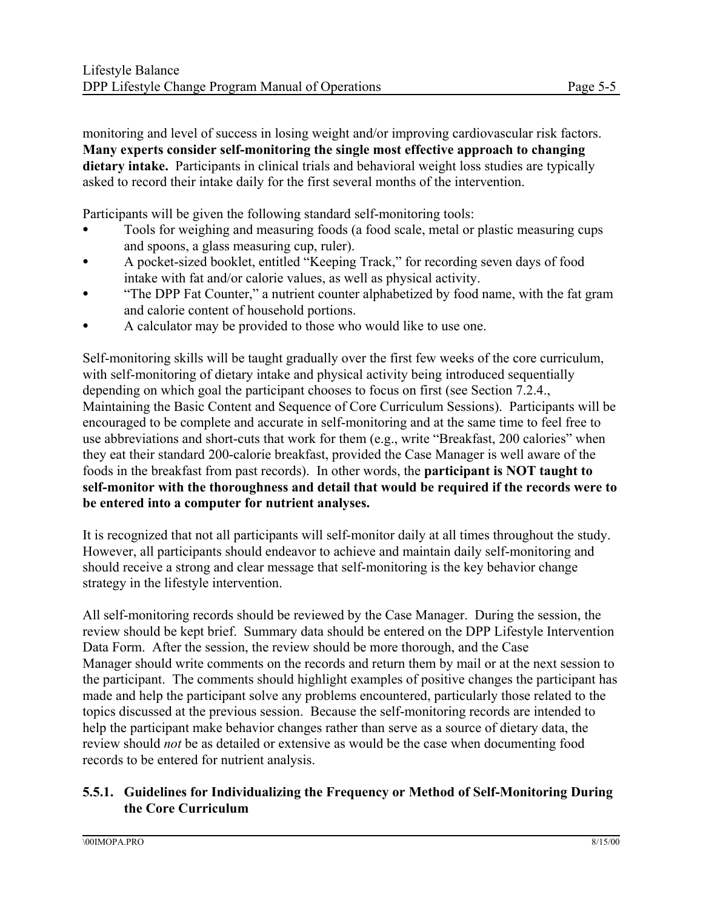monitoring and level of success in losing weight and/or improving cardiovascular risk factors. **Many experts consider self-monitoring the single most effective approach to changing dietary intake.** Participants in clinical trials and behavioral weight loss studies are typically asked to record their intake daily for the first several months of the intervention.

Participants will be given the following standard self-monitoring tools:

- Tools for weighing and measuring foods (a food scale, metal or plastic measuring cups and spoons, a glass measuring cup, ruler).
- A pocket-sized booklet, entitled "Keeping Track," for recording seven days of food intake with fat and/or calorie values, as well as physical activity.
- "The DPP Fat Counter," a nutrient counter alphabetized by food name, with the fat gram and calorie content of household portions.
- A calculator may be provided to those who would like to use one.

Self-monitoring skills will be taught gradually over the first few weeks of the core curriculum, with self-monitoring of dietary intake and physical activity being introduced sequentially depending on which goal the participant chooses to focus on first (see Section 7.2.4., Maintaining the Basic Content and Sequence of Core Curriculum Sessions). Participants will be encouraged to be complete and accurate in self-monitoring and at the same time to feel free to use abbreviations and short-cuts that work for them (e.g., write "Breakfast, 200 calories" when they eat their standard 200-calorie breakfast, provided the Case Manager is well aware of the foods in the breakfast from past records). In other words, the **participant is NOT taught to self-monitor with the thoroughness and detail that would be required if the records were to be entered into a computer for nutrient analyses.**

It is recognized that not all participants will self-monitor daily at all times throughout the study. However, all participants should endeavor to achieve and maintain daily self-monitoring and should receive a strong and clear message that self-monitoring is the key behavior change strategy in the lifestyle intervention.

All self-monitoring records should be reviewed by the Case Manager. During the session, the review should be kept brief. Summary data should be entered on the DPP Lifestyle Intervention Data Form. After the session, the review should be more thorough, and the Case Manager should write comments on the records and return them by mail or at the next session to the participant. The comments should highlight examples of positive changes the participant has made and help the participant solve any problems encountered, particularly those related to the topics discussed at the previous session. Because the self-monitoring records are intended to help the participant make behavior changes rather than serve as a source of dietary data, the review should *not* be as detailed or extensive as would be the case when documenting food records to be entered for nutrient analysis.

### 5.5.1. Guidelines for Individualizing the Frequency or Method of Self-Monitoring During the Core Curriculum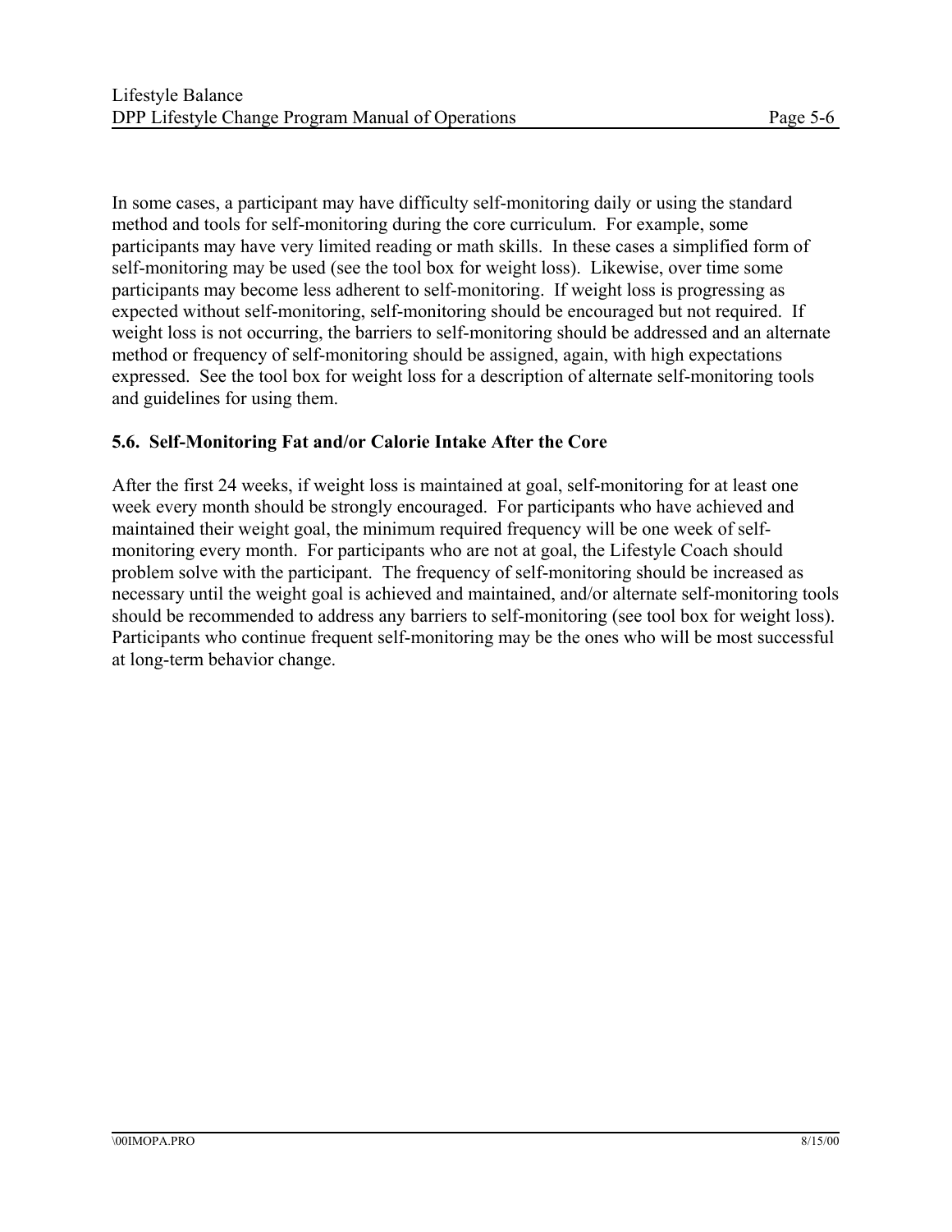In some cases, a participant may have difficulty self-monitoring daily or using the standard method and tools for self-monitoring during the core curriculum. For example, some participants may have very limited reading or math skills. In these cases a simplified form of self-monitoring may be used (see the tool box for weight loss). Likewise, over time some participants may become less adherent to self-monitoring. If weight loss is progressing as expected without self-monitoring, self-monitoring should be encouraged but not required. If weight loss is not occurring, the barriers to self-monitoring should be addressed and an alternate method or frequency of self-monitoring should be assigned, again, with high expectations expressed. See the tool box for weight loss for a description of alternate self-monitoring tools and guidelines for using them.

### 5.6. Self-Monitoring Fat and/or Calorie Intake After the Core

After the first 24 weeks, if weight loss is maintained at goal, self-monitoring for at least one week every month should be strongly encouraged. For participants who have achieved and maintained their weight goal, the minimum required frequency will be one week of self-monitoring every month. For participants who are not at goal, the Lifestyle Coach should problem solve with the participant. The frequency of self-monitoring should be increased as necessary until the weight goal is achieved and maintained, and/or alternate self-monitoring tools should be recommended to address any barriers to self-monitoring (see tool box for weight loss). Participants who continue frequent self-monitoring may be the ones who will be most successful at long-term behavior change.